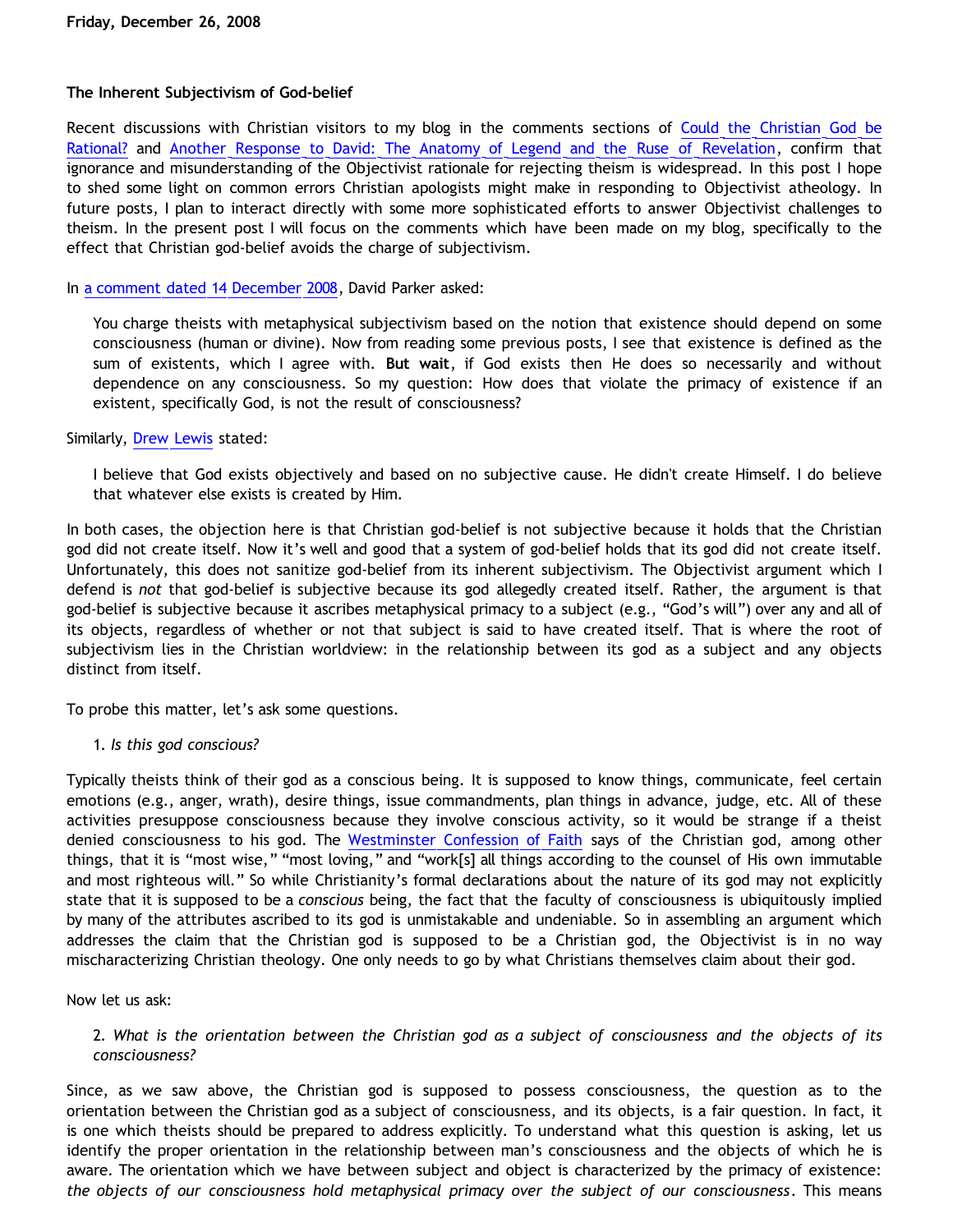Friday, December 26, 2008

# The Inherent Subjectivism of God-belief

Recent discussions with Christian visitors to my blog in the comments sections of Could the Christian God be Rational? and Another Response to David: The Anatomy of Legend and the Ruse of Revelation, confirm that ignorance and misunderstanding of the Objectivist rationale for rejecting theism is widespread. In this post I hope to shed some light on common errors Christian apologists might make in responding to Objectivist atheology. In future posts, I plan to interact directly with some more sophisticated efforts to answer Objectivist challenges to theism. In the present post I will focus on the comments which have been made on my blog, specifically to the effect that Christian god-belief avoids the charge of subjectivism.

In a comment dated 14 December 2008, David Parker asked:

> You charge theists with metaphysical subjectivism based on the notion that existence should depend on some consciousness (human or divine). Now from reading some previous posts, I see that existence is defined as the sum of existents, which I agree with. **But wait**, if God exists then He does so necessarily and without dependence on any consciousness. So my question: How does that violate the primacy of existence if an existent, specifically God, is not the result of consciousness?

Similarly, Drew Lewis stated:

> I believe that God exists objectively and based on no subjective cause. He didn't create Himself. I do believe that whatever else exists is created by Him.

In both cases, the objection here is that Christian god-belief is not subjective because it holds that the Christian god did not create itself. Now it's well and good that a system of god-belief holds that its god did not create itself. Unfortunately, this does not sanitize god-belief from its inherent subjectivism. The Objectivist argument which I defend is *not* that god-belief is subjective because its god allegedly created itself. Rather, the argument is that god-belief is subjective because it ascribes metaphysical primacy to a subject (e.g., "God's will") over any and all of its objects, regardless of whether or not that subject is said to have created itself. That is where the root of subjectivism lies in the Christian worldview: in the relationship between its god as a subject and any objects distinct from itself.

To probe this matter, let's ask some questions.

1. *Is this god conscious?*

Typically theists think of their god as a conscious being. It is supposed to know things, communicate, feel certain emotions (e.g., anger, wrath), desire things, issue commandments, plan things in advance, judge, etc. All of these activities presuppose consciousness because they involve conscious activity, so it would be strange if a theist denied consciousness to his god. The Westminster Confession of Faith says of the Christian god, among other things, that it is "most wise," "most loving," and "work[s] all things according to the counsel of His own immutable and most righteous will." So while Christianity's formal declarations about the nature of its god may not explicitly state that it is supposed to be a *conscious* being, the fact that the faculty of consciousness is ubiquitously implied by many of the attributes ascribed to its god is unmistakable and undeniable. So in assembling an argument which addresses the claim that the Christian god is supposed to be a Christian god, the Objectivist is in no way mischaracterizing Christian theology. One only needs to go by what Christians themselves claim about their god.

Now let us ask:

2. *What is the orientation between the Christian god as a subject of consciousness and the objects of its consciousness?*

Since, as we saw above, the Christian god is supposed to possess consciousness, the question as to the orientation between the Christian god as a subject of consciousness, and its objects, is a fair question. In fact, it is one which theists should be prepared to address explicitly. To understand what this question is asking, let us identify the proper orientation in the relationship between man's consciousness and the objects of which he is aware. The orientation which we have between subject and object is characterized by the primacy of existence: *the objects of our consciousness hold metaphysical primacy over the subject of our consciousness*. This means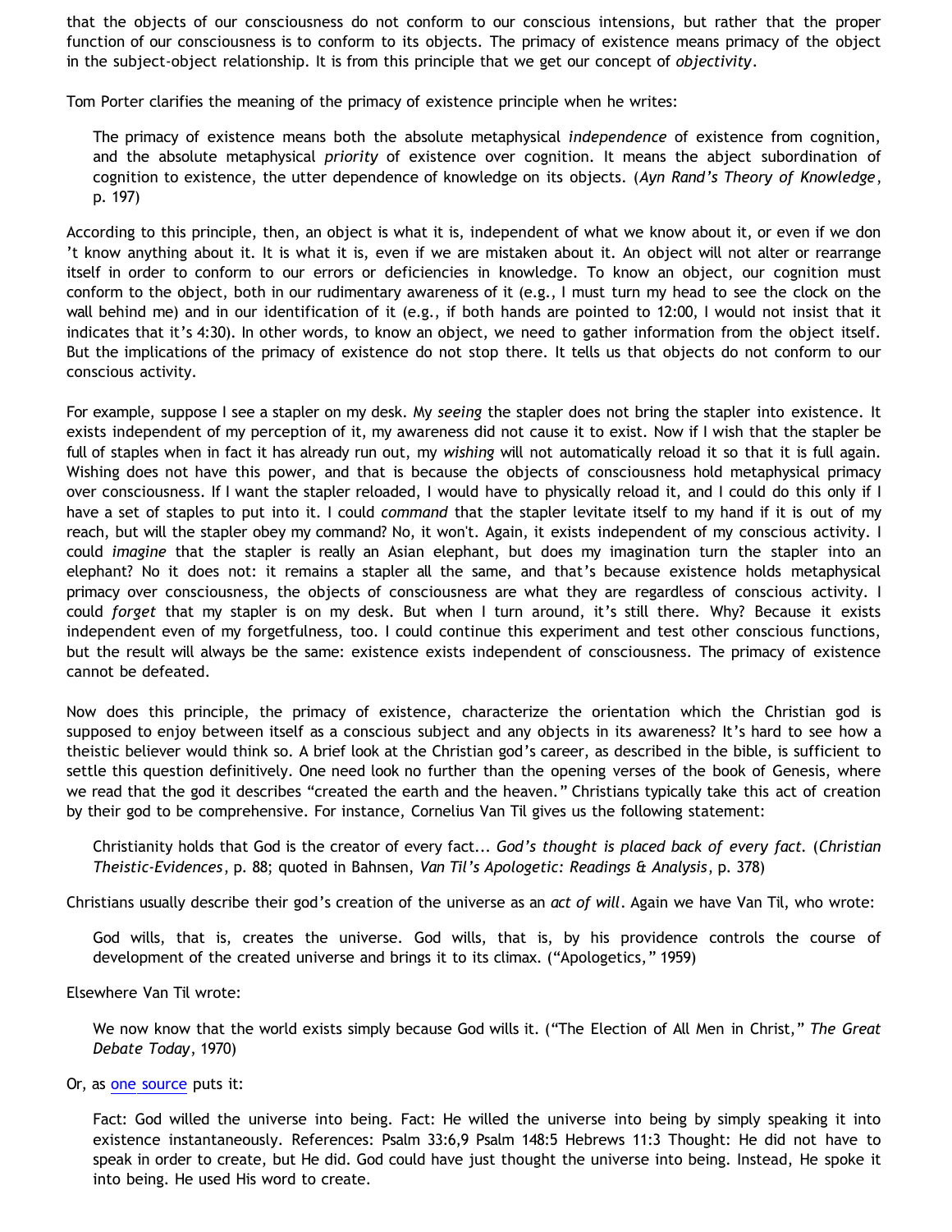that the objects of our consciousness do not conform to our conscious intensions, but rather that the proper function of our consciousness is to conform to its objects. The primacy of existence means primacy of the object in the subject-object relationship. It is from this principle that we get our concept of *objectivity*.

Tom Porter clarifies the meaning of the primacy of existence principle when he writes:

> The primacy of existence means both the absolute metaphysical *independence* of existence from cognition, and the absolute metaphysical *priority* of existence over cognition. It means the abject subordination of cognition to existence, the utter dependence of knowledge on its objects. (*Ayn Rand's Theory of Knowledge*, p. 197)

According to this principle, then, an object is what it is, independent of what we know about it, or even if we don't know anything about it. It is what it is, even if we are mistaken about it. An object will not alter or rearrange itself in order to conform to our errors or deficiencies in knowledge. To know an object, our cognition must conform to the object, both in our rudimentary awareness of it (e.g., I must turn my head to see the clock on the wall behind me) and in our identification of it (e.g., if both hands are pointed to 12:00, I would not insist that it indicates that it's 4:30). In other words, to know an object, we need to gather information from the object itself. But the implications of the primacy of existence do not stop there. It tells us that objects do not conform to our conscious activity.

For example, suppose I see a stapler on my desk. My *seeing* the stapler does not bring the stapler into existence. It exists independent of my perception of it, my awareness did not cause it to exist. Now if I wish that the stapler be full of staples when in fact it has already run out, my *wishing* will not automatically reload it so that it is full again. Wishing does not have this power, and that is because the objects of consciousness hold metaphysical primacy over consciousness. If I want the stapler reloaded, I would have to physically reload it, and I could do this only if I have a set of staples to put into it. I could *command* that the stapler levitate itself to my hand if it is out of my reach, but will the stapler obey my command? No, it won't. Again, it exists independent of my conscious activity. I could *imagine* that the stapler is really an Asian elephant, but does my imagination turn the stapler into an elephant? No it does not: it remains a stapler all the same, and that's because existence holds metaphysical primacy over consciousness, the objects of consciousness are what they are regardless of conscious activity. I could *forget* that my stapler is on my desk. But when I turn around, it's still there. Why? Because it exists independent even of my forgetfulness, too. I could continue this experiment and test other conscious functions, but the result will always be the same: existence exists independent of consciousness. The primacy of existence cannot be defeated.

Now does this principle, the primacy of existence, characterize the orientation which the Christian god is supposed to enjoy between itself as a conscious subject and any objects in its awareness? It's hard to see how a theistic believer would think so. A brief look at the Christian god's career, as described in the bible, is sufficient to settle this question definitively. One need look no further than the opening verses of the book of Genesis, where we read that the god it describes "created the earth and the heaven." Christians typically take this act of creation by their god to be comprehensive. For instance, Cornelius Van Til gives us the following statement:

> Christianity holds that God is the creator of every fact... *God's thought is placed back of every fact.* (*Christian Theistic-Evidences*, p. 88; quoted in Bahnsen, *Van Til's Apologetic: Readings & Analysis*, p. 378)

Christians usually describe their god's creation of the universe as an *act of will*. Again we have Van Til, who wrote:

> God wills, that is, creates the universe. God wills, that is, by his providence controls the course of development of the created universe and brings it to its climax. ("Apologetics," 1959)

Elsewhere Van Til wrote:

> We now know that the world exists simply because God wills it. ("The Election of All Men in Christ," *The Great Debate Today*, 1970)

Or, as one source puts it:

> Fact: God willed the universe into being. Fact: He willed the universe into being by simply speaking it into existence instantaneously. References: Psalm 33:6,9 Psalm 148:5 Hebrews 11:3 Thought: He did not have to speak in order to create, but He did. God could have just thought the universe into being. Instead, He spoke it into being. He used His word to create.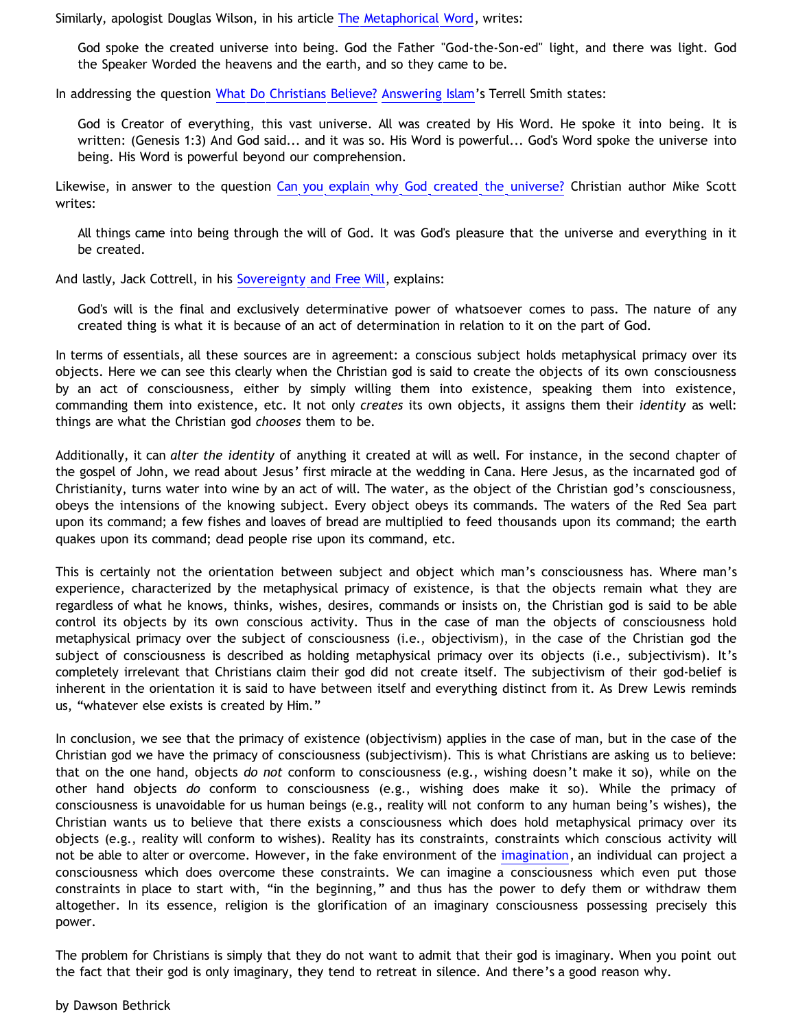Similarly, apologist Douglas Wilson, in his article The Metaphorical Word, writes:

> God spoke the created universe into being. God the Father "God-the-Son-ed" light, and there was light. God the Speaker Worded the heavens and the earth, and so they came to be.

In addressing the question What Do Christians Believe? Answering Islam's Terrell Smith states:

> God is Creator of everything, this vast universe. All was created by His Word. He spoke it into being. It is written: (Genesis 1:3) And God said... and it was so. His Word is powerful... God's Word spoke the universe into being. His Word is powerful beyond our comprehension.

Likewise, in answer to the question Can you explain why God created the universe? Christian author Mike Scott writes:

> All things came into being through the will of God. It was God's pleasure that the universe and everything in it be created.

And lastly, Jack Cottrell, in his Sovereignty and Free Will, explains:

> God's will is the final and exclusively determinative power of whatsoever comes to pass. The nature of any created thing is what it is because of an act of determination in relation to it on the part of God.

In terms of essentials, all these sources are in agreement: a conscious subject holds metaphysical primacy over its objects. Here we can see this clearly when the Christian god is said to create the objects of its own consciousness by an act of consciousness, either by simply willing them into existence, speaking them into existence, commanding them into existence, etc. It not only *creates* its own objects, it assigns them their *identity* as well: things are what the Christian god *chooses* them to be.

Additionally, it can *alter the identity* of anything it created at will as well. For instance, in the second chapter of the gospel of John, we read about Jesus' first miracle at the wedding in Cana. Here Jesus, as the incarnated god of Christianity, turns water into wine by an act of will. The water, as the object of the Christian god's consciousness, obeys the intensions of the knowing subject. Every object obeys its commands. The waters of the Red Sea part upon its command; a few fishes and loaves of bread are multiplied to feed thousands upon its command; the earth quakes upon its command; dead people rise upon its command, etc.

This is certainly not the orientation between subject and object which man's consciousness has. Where man's experience, characterized by the metaphysical primacy of existence, is that the objects remain what they are regardless of what he knows, thinks, wishes, desires, commands or insists on, the Christian god is said to be able control its objects by its own conscious activity. Thus in the case of man the objects of consciousness hold metaphysical primacy over the subject of consciousness (i.e., objectivism), in the case of the Christian god the subject of consciousness is described as holding metaphysical primacy over its objects (i.e., subjectivism). It's completely irrelevant that Christians claim their god did not create itself. The subjectivism of their god-belief is inherent in the orientation it is said to have between itself and everything distinct from it. As Drew Lewis reminds us, "whatever else exists is created by Him."

In conclusion, we see that the primacy of existence (objectivism) applies in the case of man, but in the case of the Christian god we have the primacy of consciousness (subjectivism). This is what Christians are asking us to believe: that on the one hand, objects *do not* conform to consciousness (e.g., wishing doesn't make it so), while on the other hand objects *do* conform to consciousness (e.g., wishing does make it so). While the primacy of consciousness is unavoidable for us human beings (e.g., reality will not conform to any human being's wishes), the Christian wants us to believe that there exists a consciousness which does hold metaphysical primacy over its objects (e.g., reality will conform to wishes). Reality has its constraints, constraints which conscious activity will not be able to alter or overcome. However, in the fake environment of the imagination, an individual can project a consciousness which does overcome these constraints. We can imagine a consciousness which even put those constraints in place to start with, "in the beginning," and thus has the power to defy them or withdraw them altogether. In its essence, religion is the glorification of an imaginary consciousness possessing precisely this power.

The problem for Christians is simply that they do not want to admit that their god is imaginary. When you point out the fact that their god is only imaginary, they tend to retreat in silence. And there's a good reason why.

by Dawson Bethrick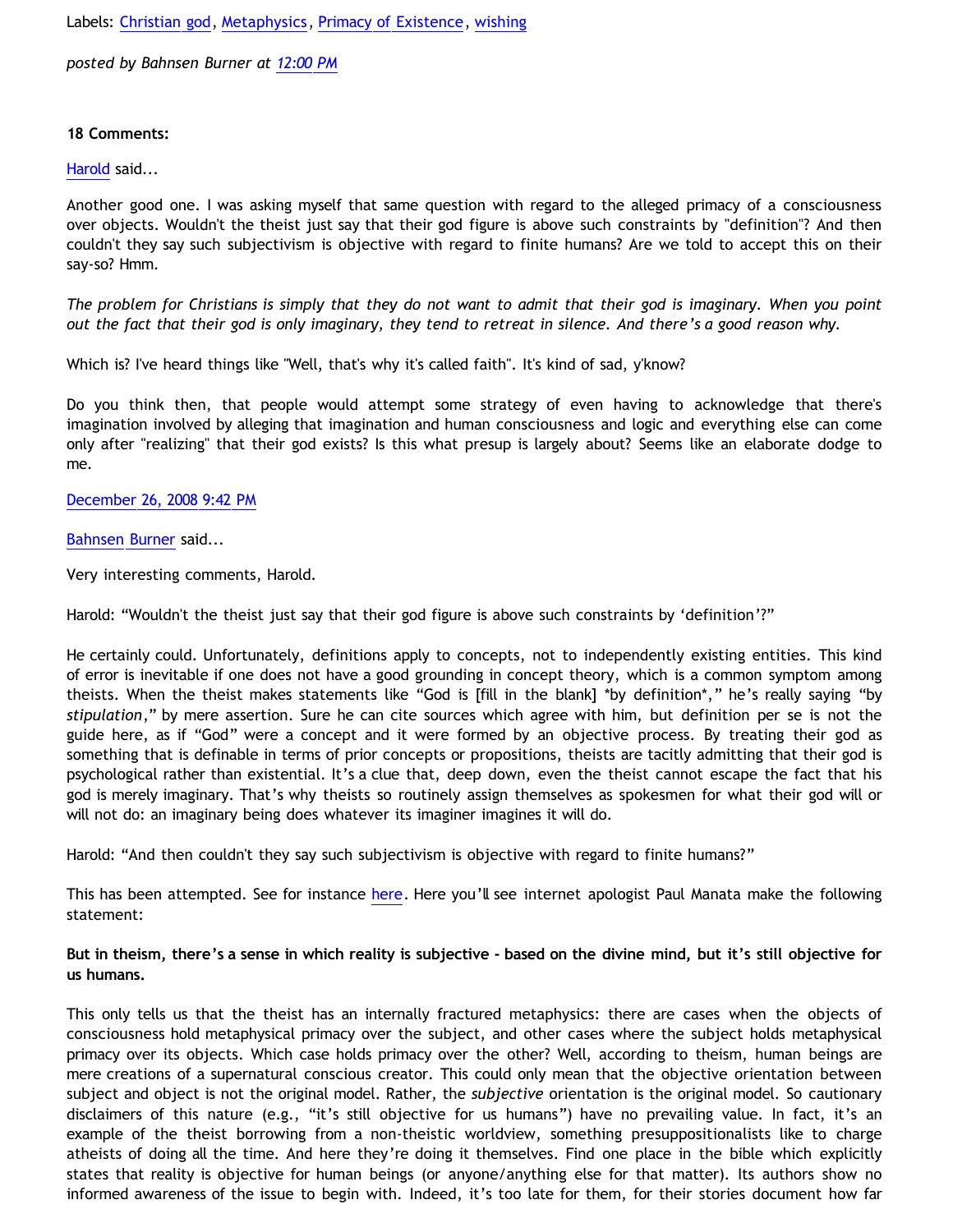Labels: Christian god, Metaphysics, Primacy of Existence, wishing

*posted by Bahnsen Burner at 12:00 PM*

**18 Comments:**

Harold said...

Another good one. I was asking myself that same question with regard to the alleged primacy of a consciousness over objects. Wouldn't the theist just say that their god figure is above such constraints by "definition"? And then couldn't they say such subjectivism is objective with regard to finite humans? Are we told to accept this on their say-so? Hmm.

*The problem for Christians is simply that they do not want to admit that their god is imaginary. When you point out the fact that their god is only imaginary, they tend to retreat in silence. And there's a good reason why.*

Which is? I've heard things like "Well, that's why it's called faith". It's kind of sad, y'know?

Do you think then, that people would attempt some strategy of even having to acknowledge that there's imagination involved by alleging that imagination and human consciousness and logic and everything else can come only after "realizing" that their god exists? Is this what presup is largely about? Seems like an elaborate dodge to me.

December 26, 2008 9:42 PM

Bahnsen Burner said...

Very interesting comments, Harold.

Harold: "Wouldn't the theist just say that their god figure is above such constraints by 'definition'?"

He certainly could. Unfortunately, definitions apply to concepts, not to independently existing entities. This kind of error is inevitable if one does not have a good grounding in concept theory, which is a common symptom among theists. When the theist makes statements like "God is [fill in the blank] *by definition*," he's really saying "by *stipulation*," by mere assertion. Sure he can cite sources which agree with him, but definition per se is not the guide here, as if "God" were a concept and it were formed by an objective process. By treating their god as something that is definable in terms of prior concepts or propositions, theists are tacitly admitting that their god is psychological rather than existential. It's a clue that, deep down, even the theist cannot escape the fact that his god is merely imaginary. That's why theists so routinely assign themselves as spokesmen for what their god will or will not do: an imaginary being does whatever its imaginer imagines it will do.

Harold: "And then couldn't they say such subjectivism is objective with regard to finite humans?"

This has been attempted. See for instance here. Here you'll see internet apologist Paul Manata make the following statement:

**But in theism, there's a sense in which reality is subjective - based on the divine mind, but it's still objective for us humans.**

This only tells us that the theist has an internally fractured metaphysics: there are cases when the objects of consciousness hold metaphysical primacy over the subject, and other cases where the subject holds metaphysical primacy over its objects. Which case holds primacy over the other? Well, according to theism, human beings are mere creations of a supernatural conscious creator. This could only mean that the objective orientation between subject and object is not the original model. Rather, the *subjective* orientation is the original model. So cautionary disclaimers of this nature (e.g., "it's still objective for us humans") have no prevailing value. In fact, it's an example of the theist borrowing from a non-theistic worldview, something presuppositionalists like to charge atheists of doing all the time. And here they're doing it themselves. Find one place in the bible which explicitly states that reality is objective for human beings (or anyone/anything else for that matter). Its authors show no informed awareness of the issue to begin with. Indeed, it's too late for them, for their stories document how far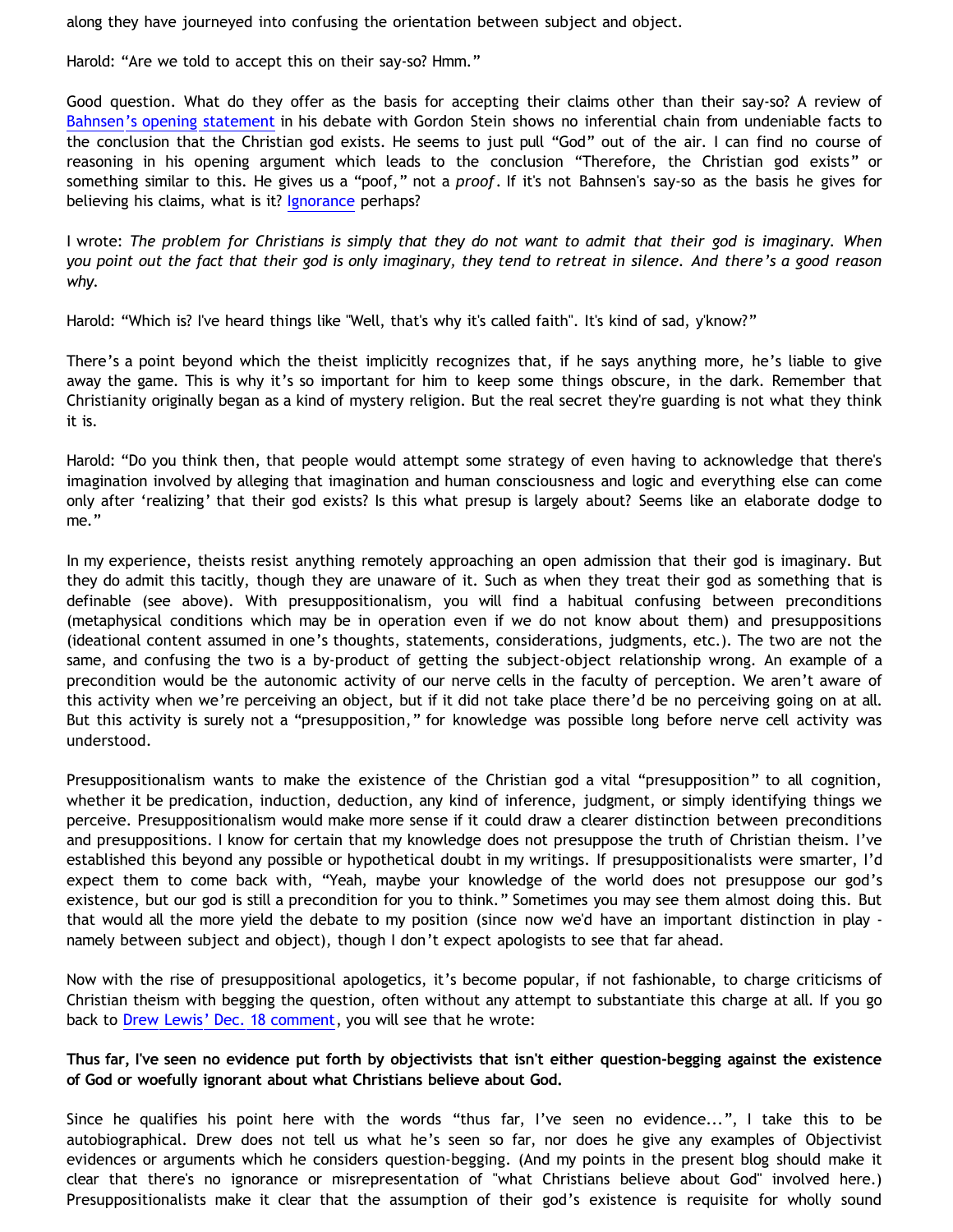along they have journeyed into confusing the orientation between subject and object.

Harold: "Are we told to accept this on their say-so? Hmm."

Good question. What do they offer as the basis for accepting their claims other than their say-so? A review of Bahnsen's opening statement in his debate with Gordon Stein shows no inferential chain from undeniable facts to the conclusion that the Christian god exists. He seems to just pull "God" out of the air. I can find no course of reasoning in his opening argument which leads to the conclusion "Therefore, the Christian god exists" or something similar to this. He gives us a "poof," not a *proof*. If it's not Bahnsen's say-so as the basis he gives for believing his claims, what is it? Ignorance perhaps?

I wrote: *The problem for Christians is simply that they do not want to admit that their god is imaginary. When you point out the fact that their god is only imaginary, they tend to retreat in silence. And there's a good reason why.*

Harold: "Which is? I've heard things like "Well, that's why it's called faith". It's kind of sad, y'know?"

There's a point beyond which the theist implicitly recognizes that, if he says anything more, he's liable to give away the game. This is why it's so important for him to keep some things obscure, in the dark. Remember that Christianity originally began as a kind of mystery religion. But the real secret they're guarding is not what they think it is.

Harold: "Do you think then, that people would attempt some strategy of even having to acknowledge that there's imagination involved by alleging that imagination and human consciousness and logic and everything else can come only after 'realizing' that their god exists? Is this what presup is largely about? Seems like an elaborate dodge to me."

In my experience, theists resist anything remotely approaching an open admission that their god is imaginary. But they do admit this tacitly, though they are unaware of it. Such as when they treat their god as something that is definable (see above). With presuppositionalism, you will find a habitual confusing between preconditions (metaphysical conditions which may be in operation even if we do not know about them) and presuppositions (ideational content assumed in one's thoughts, statements, considerations, judgments, etc.). The two are not the same, and confusing the two is a by-product of getting the subject-object relationship wrong. An example of a precondition would be the autonomic activity of our nerve cells in the faculty of perception. We aren't aware of this activity when we're perceiving an object, but if it did not take place there'd be no perceiving going on at all. But this activity is surely not a "presupposition," for knowledge was possible long before nerve cell activity was understood.

Presuppositionalism wants to make the existence of the Christian god a vital "presupposition" to all cognition, whether it be predication, induction, deduction, any kind of inference, judgment, or simply identifying things we perceive. Presuppositionalism would make more sense if it could draw a clearer distinction between preconditions and presuppositions. I know for certain that my knowledge does not presuppose the truth of Christian theism. I've established this beyond any possible or hypothetical doubt in my writings. If presuppositionalists were smarter, I'd expect them to come back with, "Yeah, maybe your knowledge of the world does not presuppose our god's existence, but our god is still a precondition for you to think." Sometimes you may see them almost doing this. But that would all the more yield the debate to my position (since now we'd have an important distinction in play - namely between subject and object), though I don't expect apologists to see that far ahead.

Now with the rise of presuppositional apologetics, it's become popular, if not fashionable, to charge criticisms of Christian theism with begging the question, often without any attempt to substantiate this charge at all. If you go back to Drew Lewis' Dec. 18 comment, you will see that he wrote:

**Thus far, I've seen no evidence put forth by objectivists that isn't either question-begging against the existence of God or woefully ignorant about what Christians believe about God.**

Since he qualifies his point here with the words "thus far, I've seen no evidence...", I take this to be autobiographical. Drew does not tell us what he's seen so far, nor does he give any examples of Objectivist evidences or arguments which he considers question-begging. (And my points in the present blog should make it clear that there's no ignorance or misrepresentation of "what Christians believe about God" involved here.) Presuppositionalists make it clear that the assumption of their god's existence is requisite for wholly sound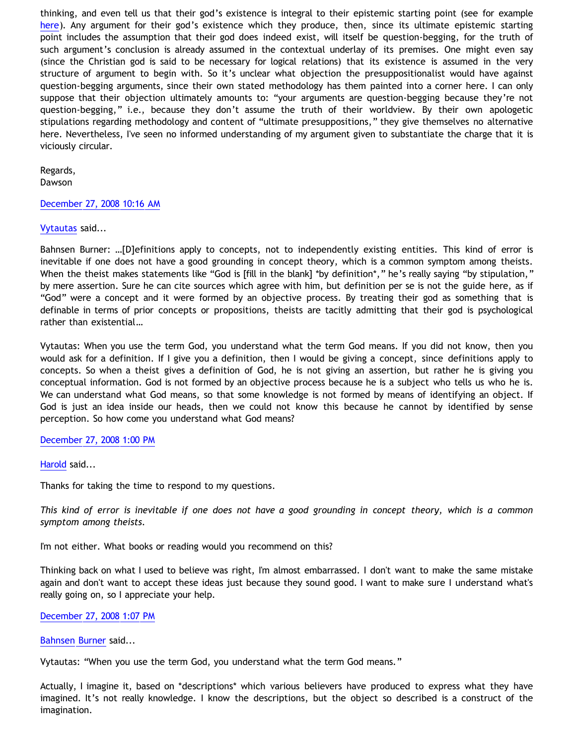thinking, and even tell us that their god's existence is integral to their epistemic starting point (see for example here). Any argument for their god's existence which they produce, then, since its ultimate epistemic starting point includes the assumption that their god does indeed exist, will itself be question-begging, for the truth of such argument's conclusion is already assumed in the contextual underlay of its premises. One might even say (since the Christian god is said to be necessary for logical relations) that its existence is assumed in the very structure of argument to begin with. So it's unclear what objection the presuppositionalist would have against question-begging arguments, since their own stated methodology has them painted into a corner here. I can only suppose that their objection ultimately amounts to: "your arguments are question-begging because they're not question-begging," i.e., because they don't assume the truth of their worldview. By their own apologetic stipulations regarding methodology and content of "ultimate presuppositions," they give themselves no alternative here. Nevertheless, I've seen no informed understanding of my argument given to substantiate the charge that it is viciously circular.

Regards,
Dawson

December 27, 2008 10:16 AM

Vytautas said...

Bahnsen Burner: …[D]efinitions apply to concepts, not to independently existing entities. This kind of error is inevitable if one does not have a good grounding in concept theory, which is a common symptom among theists. When the theist makes statements like "God is [fill in the blank] *by definition*," he's really saying "by stipulation," by mere assertion. Sure he can cite sources which agree with him, but definition per se is not the guide here, as if "God" were a concept and it were formed by an objective process. By treating their god as something that is definable in terms of prior concepts or propositions, theists are tacitly admitting that their god is psychological rather than existential…

Vytautas: When you use the term God, you understand what the term God means. If you did not know, then you would ask for a definition. If I give you a definition, then I would be giving a concept, since definitions apply to concepts. So when a theist gives a definition of God, he is not giving an assertion, but rather he is giving you conceptual information. God is not formed by an objective process because he is a subject who tells us who he is. We can understand what God means, so that some knowledge is not formed by means of identifying an object. If God is just an idea inside our heads, then we could not know this because he cannot by identified by sense perception. So how come you understand what God means?

December 27, 2008 1:00 PM

Harold said...

Thanks for taking the time to respond to my questions.

*This kind of error is inevitable if one does not have a good grounding in concept theory, which is a common symptom among theists.*

I'm not either. What books or reading would you recommend on this?

Thinking back on what I used to believe was right, I'm almost embarrassed. I don't want to make the same mistake again and don't want to accept these ideas just because they sound good. I want to make sure I understand what's really going on, so I appreciate your help.

December 27, 2008 1:07 PM

Bahnsen Burner said...

Vytautas: "When you use the term God, you understand what the term God means."

Actually, I imagine it, based on *descriptions* which various believers have produced to express what they have imagined. It's not really knowledge. I know the descriptions, but the object so described is a construct of the imagination.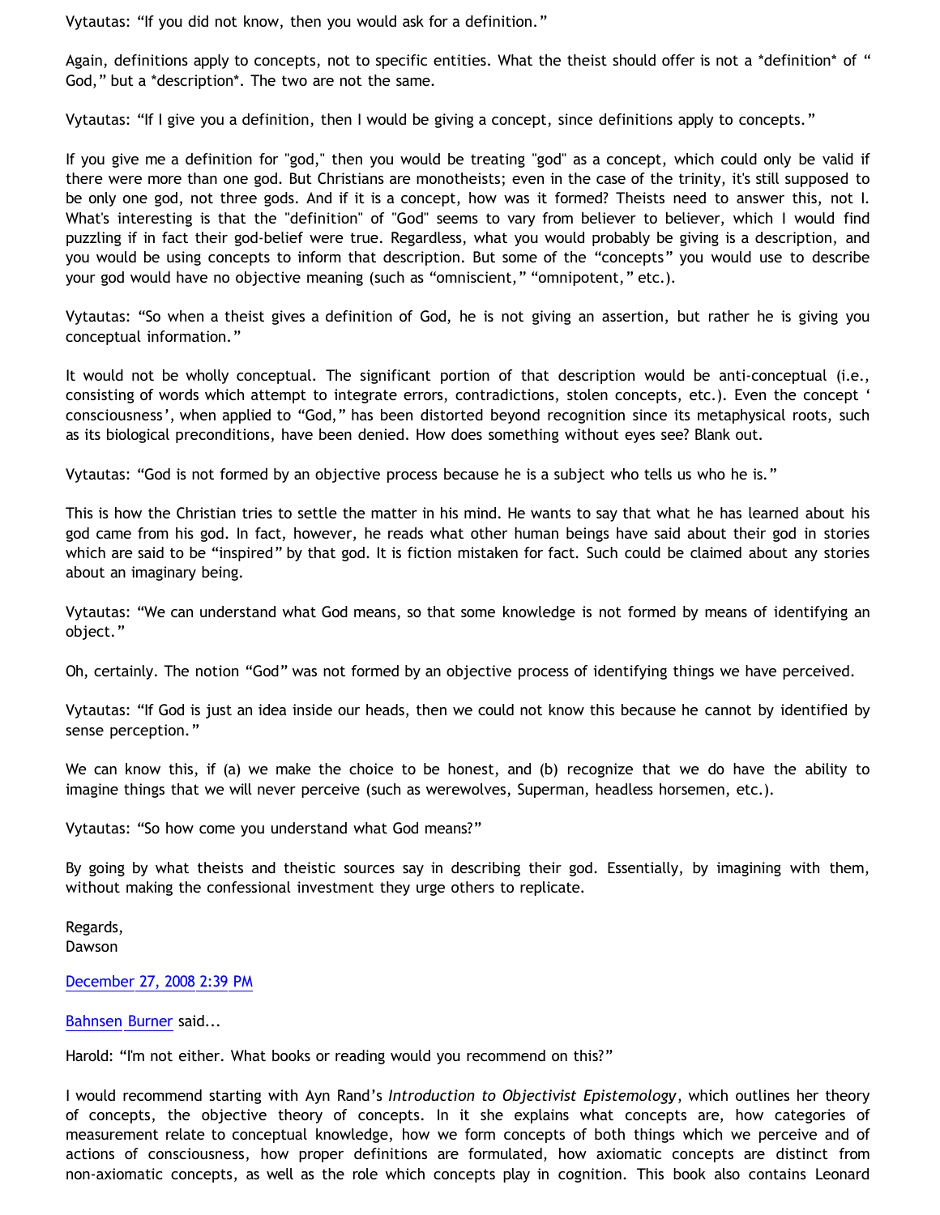Vytautas: “If you did not know, then you would ask for a definition.”

Again, definitions apply to concepts, not to specific entities. What the theist should offer is not a *definition* of “ God,” but a *description*. The two are not the same.

Vytautas: “If I give you a definition, then I would be giving a concept, since definitions apply to concepts.”

If you give me a definition for "god," then you would be treating "god" as a concept, which could only be valid if there were more than one god. But Christians are monotheists; even in the case of the trinity, it's still supposed to be only one god, not three gods. And if it is a concept, how was it formed? Theists need to answer this, not I. What's interesting is that the "definition" of "God" seems to vary from believer to believer, which I would find puzzling if in fact their god-belief were true. Regardless, what you would probably be giving is a description, and you would be using concepts to inform that description. But some of the “concepts” you would use to describe your god would have no objective meaning (such as “omniscient,” “omnipotent,” etc.).

Vytautas: “So when a theist gives a definition of God, he is not giving an assertion, but rather he is giving you conceptual information.”

It would not be wholly conceptual. The significant portion of that description would be anti-conceptual (i.e., consisting of words which attempt to integrate errors, contradictions, stolen concepts, etc.). Even the concept ‘ consciousness’, when applied to “God,” has been distorted beyond recognition since its metaphysical roots, such as its biological preconditions, have been denied. How does something without eyes see? Blank out.

Vytautas: “God is not formed by an objective process because he is a subject who tells us who he is.”

This is how the Christian tries to settle the matter in his mind. He wants to say that what he has learned about his god came from his god. In fact, however, he reads what other human beings have said about their god in stories which are said to be “inspired” by that god. It is fiction mistaken for fact. Such could be claimed about any stories about an imaginary being.

Vytautas: “We can understand what God means, so that some knowledge is not formed by means of identifying an object.”

Oh, certainly. The notion “God” was not formed by an objective process of identifying things we have perceived.

Vytautas: “If God is just an idea inside our heads, then we could not know this because he cannot by identified by sense perception.”

We can know this, if (a) we make the choice to be honest, and (b) recognize that we do have the ability to imagine things that we will never perceive (such as werewolves, Superman, headless horsemen, etc.).

Vytautas: “So how come you understand what God means?”

By going by what theists and theistic sources say in describing their god. Essentially, by imagining with them, without making the confessional investment they urge others to replicate.

Regards,
Dawson

December 27, 2008 2:39 PM

Bahnsen Burner said...

Harold: “I'm not either. What books or reading would you recommend on this?”

I would recommend starting with Ayn Rand’s *Introduction to Objectivist Epistemology*, which outlines her theory of concepts, the objective theory of concepts. In it she explains what concepts are, how categories of measurement relate to conceptual knowledge, how we form concepts of both things which we perceive and of actions of consciousness, how proper definitions are formulated, how axiomatic concepts are distinct from non-axiomatic concepts, as well as the role which concepts play in cognition. This book also contains Leonard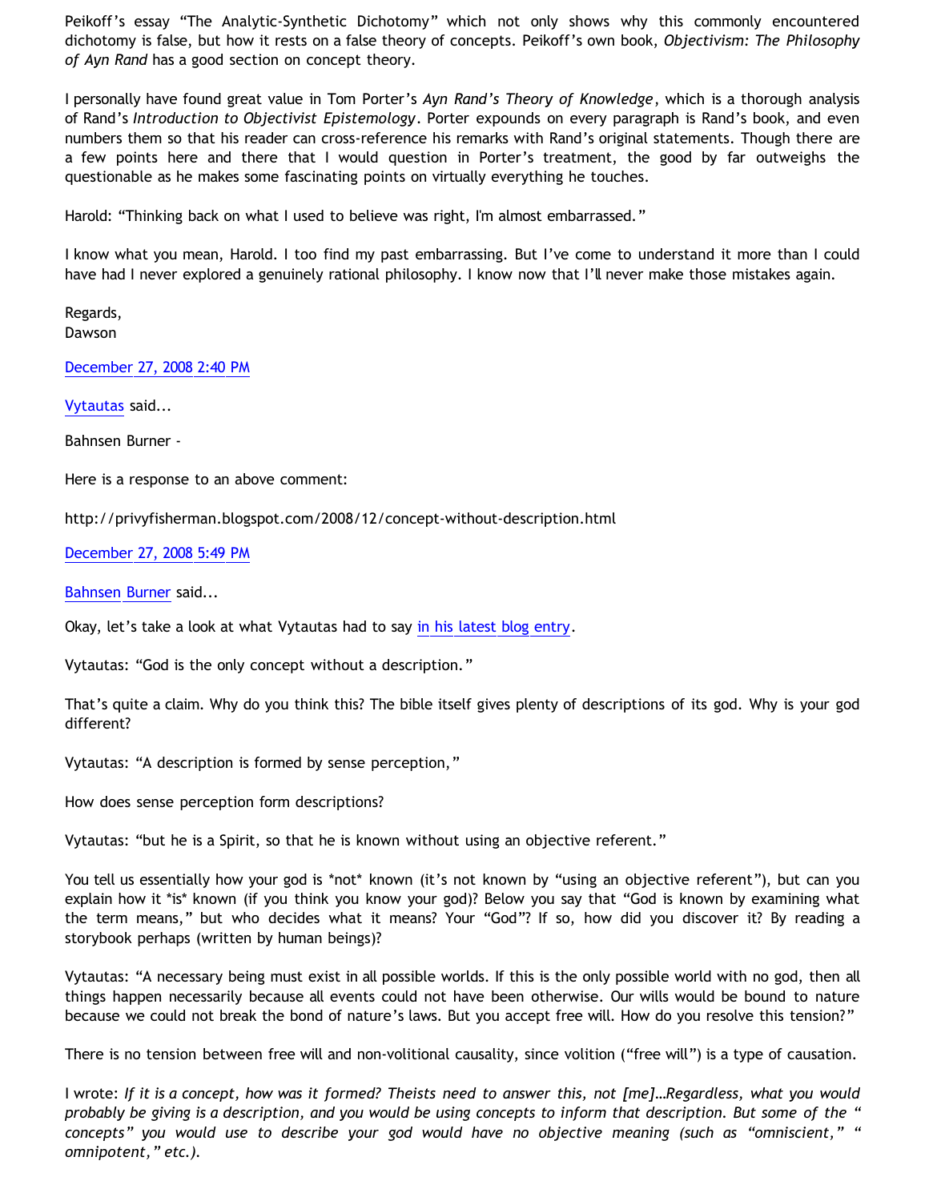Peikoff's essay "The Analytic-Synthetic Dichotomy" which not only shows why this commonly encountered dichotomy is false, but how it rests on a false theory of concepts. Peikoff's own book, *Objectivism: The Philosophy of Ayn Rand* has a good section on concept theory.

I personally have found great value in Tom Porter's *Ayn Rand's Theory of Knowledge*, which is a thorough analysis of Rand's *Introduction to Objectivist Epistemology*. Porter expounds on every paragraph is Rand's book, and even numbers them so that his reader can cross-reference his remarks with Rand's original statements. Though there are a few points here and there that I would question in Porter's treatment, the good by far outweighs the questionable as he makes some fascinating points on virtually everything he touches.

Harold: "Thinking back on what I used to believe was right, I'm almost embarrassed."

I know what you mean, Harold. I too find my past embarrassing. But I've come to understand it more than I could have had I never explored a genuinely rational philosophy. I know now that I'll never make those mistakes again.

Regards,
Dawson

December 27, 2008 2:40 PM

Vytautas said...

Bahnsen Burner -

Here is a response to an above comment:

http://privyfisherman.blogspot.com/2008/12/concept-without-description.html

December 27, 2008 5:49 PM

Bahnsen Burner said...

Okay, let's take a look at what Vytautas had to say in his latest blog entry.

Vytautas: "God is the only concept without a description."

That's quite a claim. Why do you think this? The bible itself gives plenty of descriptions of its god. Why is your god different?

Vytautas: "A description is formed by sense perception,"

How does sense perception form descriptions?

Vytautas: "but he is a Spirit, so that he is known without using an objective referent."

You tell us essentially how your god is *not* known (it's not known by "using an objective referent"), but can you explain how it *is* known (if you think you know your god)? Below you say that "God is known by examining what the term means," but who decides what it means? Your "God"? If so, how did you discover it? By reading a storybook perhaps (written by human beings)?

Vytautas: "A necessary being must exist in all possible worlds. If this is the only possible world with no god, then all things happen necessarily because all events could not have been otherwise. Our wills would be bound to nature because we could not break the bond of nature's laws. But you accept free will. How do you resolve this tension?"

There is no tension between free will and non-volitional causality, since volition ("free will") is a type of causation.

I wrote: *If it is a concept, how was it formed? Theists need to answer this, not [me]…Regardless, what you would probably be giving is a description, and you would be using concepts to inform that description. But some of the " concepts" you would use to describe your god would have no objective meaning (such as "omniscient," " omnipotent," etc.).*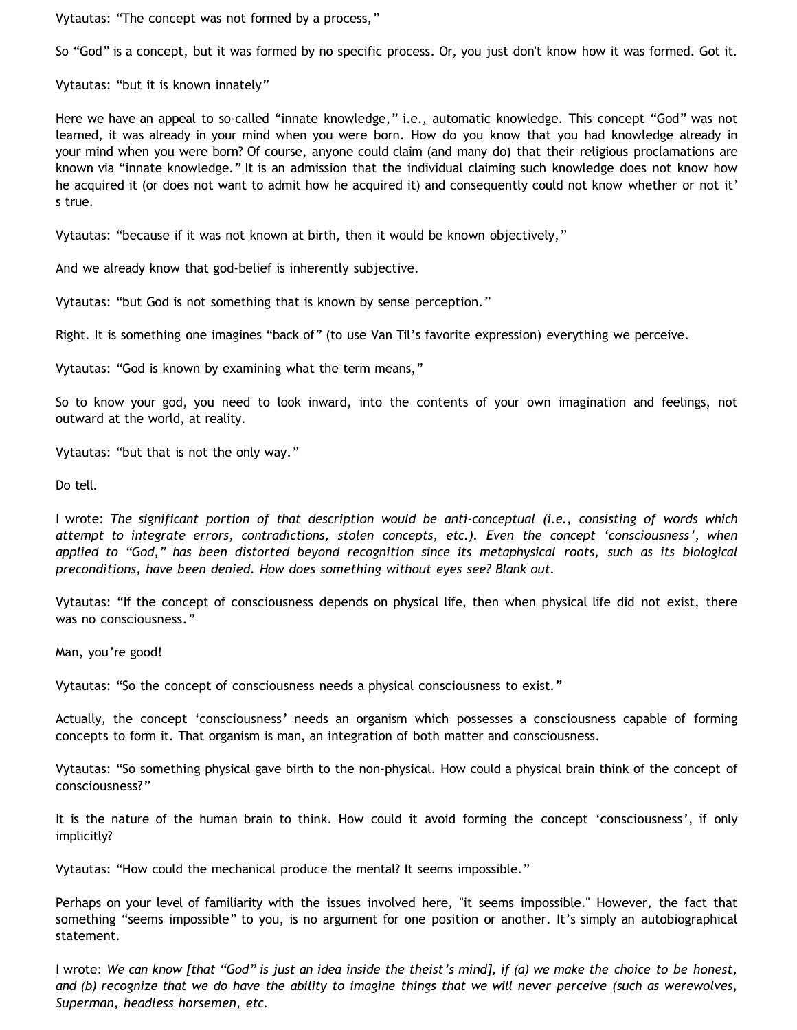Vytautas: “The concept was not formed by a process,”

So “God” is a concept, but it was formed by no specific process. Or, you just don't know how it was formed. Got it.

Vytautas: “but it is known innately”

Here we have an appeal to so-called “innate knowledge,” i.e., automatic knowledge. This concept “God” was not learned, it was already in your mind when you were born. How do you know that you had knowledge already in your mind when you were born? Of course, anyone could claim (and many do) that their religious proclamations are known via “innate knowledge.” It is an admission that the individual claiming such knowledge does not know how he acquired it (or does not want to admit how he acquired it) and consequently could not know whether or not it’s true.

Vytautas: “because if it was not known at birth, then it would be known objectively,”

And we already know that god-belief is inherently subjective.

Vytautas: “but God is not something that is known by sense perception.”

Right. It is something one imagines “back of” (to use Van Til’s favorite expression) everything we perceive.

Vytautas: “God is known by examining what the term means,”

So to know your god, you need to look inward, into the contents of your own imagination and feelings, not outward at the world, at reality.

Vytautas: “but that is not the only way.”

Do tell.

I wrote: *The significant portion of that description would be anti-conceptual (i.e., consisting of words which attempt to integrate errors, contradictions, stolen concepts, etc.). Even the concept ‘consciousness’, when applied to “God,” has been distorted beyond recognition since its metaphysical roots, such as its biological preconditions, have been denied. How does something without eyes see? Blank out.*

Vytautas: “If the concept of consciousness depends on physical life, then when physical life did not exist, there was no consciousness.”

Man, you’re good!

Vytautas: “So the concept of consciousness needs a physical consciousness to exist.”

Actually, the concept ‘consciousness’ needs an organism which possesses a consciousness capable of forming concepts to form it. That organism is man, an integration of both matter and consciousness.

Vytautas: “So something physical gave birth to the non-physical. How could a physical brain think of the concept of consciousness?”

It is the nature of the human brain to think. How could it avoid forming the concept ‘consciousness’, if only implicitly?

Vytautas: “How could the mechanical produce the mental? It seems impossible.”

Perhaps on your level of familiarity with the issues involved here, "it seems impossible." However, the fact that something “seems impossible” to you, is no argument for one position or another. It’s simply an autobiographical statement.

I wrote: *We can know [that “God” is just an idea inside the theist’s mind], if (a) we make the choice to be honest, and (b) recognize that we do have the ability to imagine things that we will never perceive (such as werewolves, Superman, headless horsemen, etc.*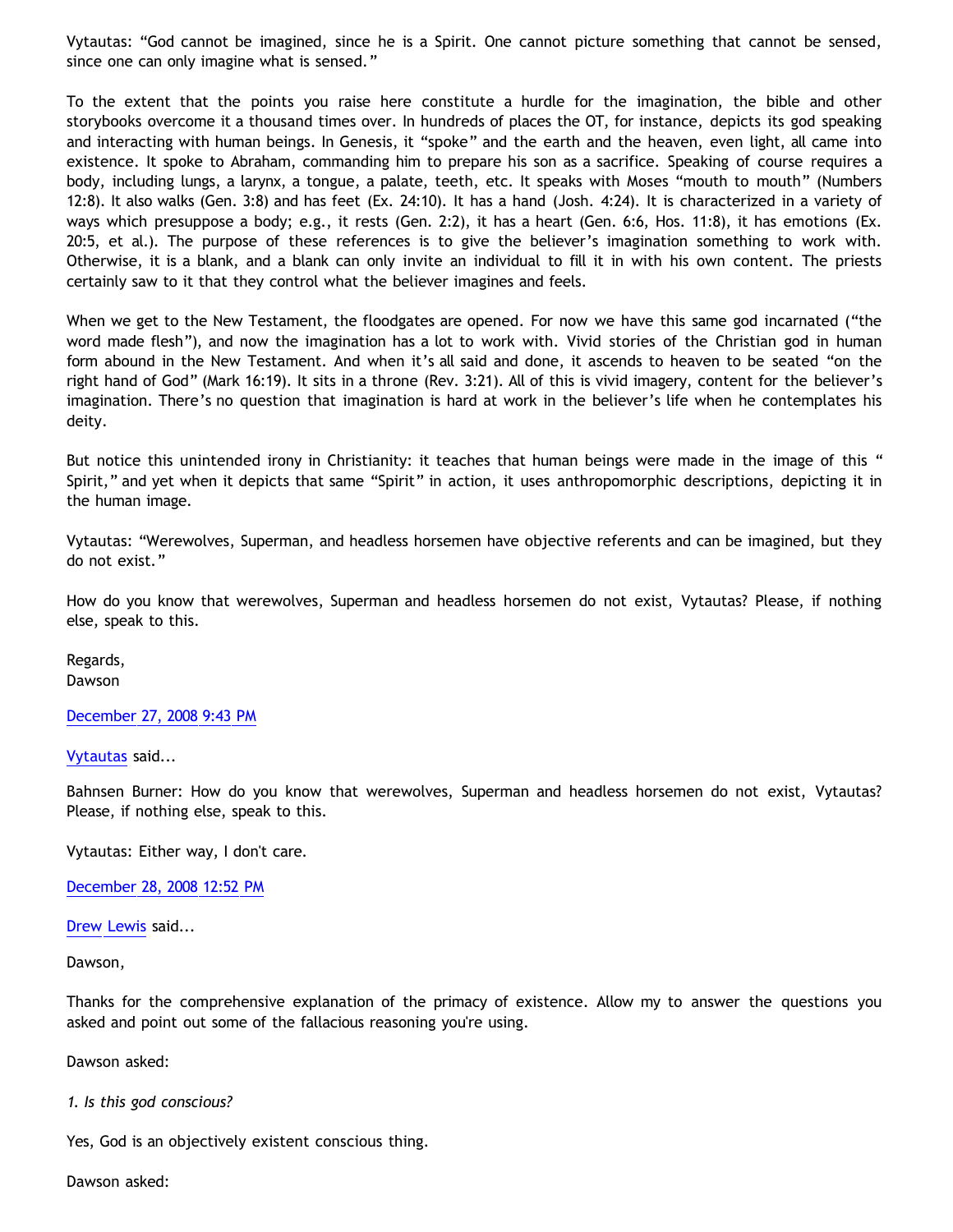Vytautas: "God cannot be imagined, since he is a Spirit. One cannot picture something that cannot be sensed, since one can only imagine what is sensed."

To the extent that the points you raise here constitute a hurdle for the imagination, the bible and other storybooks overcome it a thousand times over. In hundreds of places the OT, for instance, depicts its god speaking and interacting with human beings. In Genesis, it "spoke" and the earth and the heaven, even light, all came into existence. It spoke to Abraham, commanding him to prepare his son as a sacrifice. Speaking of course requires a body, including lungs, a larynx, a tongue, a palate, teeth, etc. It speaks with Moses "mouth to mouth" (Numbers 12:8). It also walks (Gen. 3:8) and has feet (Ex. 24:10). It has a hand (Josh. 4:24). It is characterized in a variety of ways which presuppose a body; e.g., it rests (Gen. 2:2), it has a heart (Gen. 6:6, Hos. 11:8), it has emotions (Ex. 20:5, et al.). The purpose of these references is to give the believer's imagination something to work with. Otherwise, it is a blank, and a blank can only invite an individual to fill it in with his own content. The priests certainly saw to it that they control what the believer imagines and feels.

When we get to the New Testament, the floodgates are opened. For now we have this same god incarnated ("the word made flesh"), and now the imagination has a lot to work with. Vivid stories of the Christian god in human form abound in the New Testament. And when it's all said and done, it ascends to heaven to be seated "on the right hand of God" (Mark 16:19). It sits in a throne (Rev. 3:21). All of this is vivid imagery, content for the believer's imagination. There's no question that imagination is hard at work in the believer's life when he contemplates his deity.

But notice this unintended irony in Christianity: it teaches that human beings were made in the image of this "Spirit," and yet when it depicts that same "Spirit" in action, it uses anthropomorphic descriptions, depicting it in the human image.

Vytautas: "Werewolves, Superman, and headless horsemen have objective referents and can be imagined, but they do not exist."

How do you know that werewolves, Superman and headless horsemen do not exist, Vytautas? Please, if nothing else, speak to this.

Regards,
Dawson

December 27, 2008 9:43 PM

Vytautas said...

Bahnsen Burner: How do you know that werewolves, Superman and headless horsemen do not exist, Vytautas? Please, if nothing else, speak to this.

Vytautas: Either way, I don't care.

December 28, 2008 12:52 PM

Drew Lewis said...

Dawson,

Thanks for the comprehensive explanation of the primacy of existence. Allow my to answer the questions you asked and point out some of the fallacious reasoning you're using.

Dawson asked:

*1. Is this god conscious?*

Yes, God is an objectively existent conscious thing.

Dawson asked: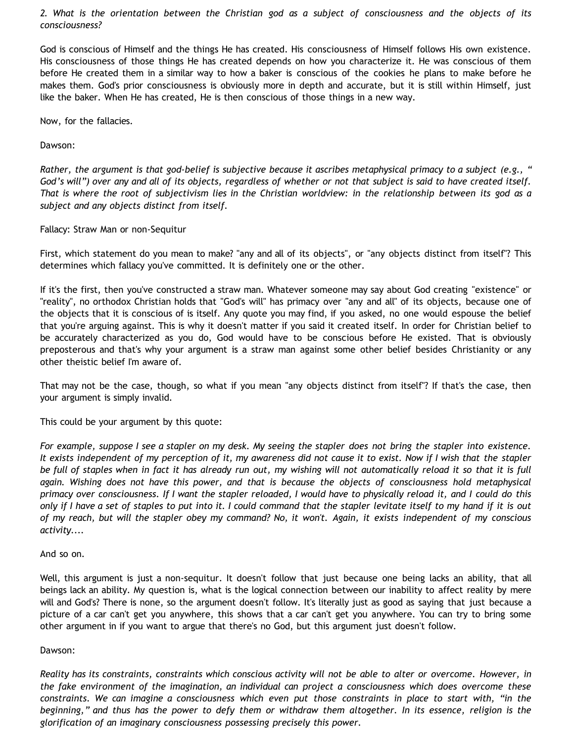*2. What is the orientation between the Christian god as a subject of consciousness and the objects of its consciousness?*

God is conscious of Himself and the things He has created. His consciousness of Himself follows His own existence. His consciousness of those things He has created depends on how you characterize it. He was conscious of them before He created them in a similar way to how a baker is conscious of the cookies he plans to make before he makes them. God's prior consciousness is obviously more in depth and accurate, but it is still within Himself, just like the baker. When He has created, He is then conscious of those things in a new way.

Now, for the fallacies.

Dawson:

*Rather, the argument is that god-belief is subjective because it ascribes metaphysical primacy to a subject (e.g., " God's will") over any and all of its objects, regardless of whether or not that subject is said to have created itself. That is where the root of subjectivism lies in the Christian worldview: in the relationship between its god as a subject and any objects distinct from itself.*

Fallacy: Straw Man or non-Sequitur

First, which statement do you mean to make? "any and all of its objects", or "any objects distinct from itself"? This determines which fallacy you've committed. It is definitely one or the other.

If it's the first, then you've constructed a straw man. Whatever someone may say about God creating "existence" or "reality", no orthodox Christian holds that "God's will" has primacy over "any and all" of its objects, because one of the objects that it is conscious of is itself. Any quote you may find, if you asked, no one would espouse the belief that you're arguing against. This is why it doesn't matter if you said it created itself. In order for Christian belief to be accurately characterized as you do, God would have to be conscious before He existed. That is obviously preposterous and that's why your argument is a straw man against some other belief besides Christianity or any other theistic belief I'm aware of.

That may not be the case, though, so what if you mean "any objects distinct from itself"? If that's the case, then your argument is simply invalid.

This could be your argument by this quote:

*For example, suppose I see a stapler on my desk. My seeing the stapler does not bring the stapler into existence. It exists independent of my perception of it, my awareness did not cause it to exist. Now if I wish that the stapler be full of staples when in fact it has already run out, my wishing will not automatically reload it so that it is full again. Wishing does not have this power, and that is because the objects of consciousness hold metaphysical primacy over consciousness. If I want the stapler reloaded, I would have to physically reload it, and I could do this only if I have a set of staples to put into it. I could command that the stapler levitate itself to my hand if it is out of my reach, but will the stapler obey my command? No, it won't. Again, it exists independent of my conscious activity....*

And so on.

Well, this argument is just a non-sequitur. It doesn't follow that just because one being lacks an ability, that all beings lack an ability. My question is, what is the logical connection between our inability to affect reality by mere will and God's? There is none, so the argument doesn't follow. It's literally just as good as saying that just because a picture of a car can't get you anywhere, this shows that a car can't get you anywhere. You can try to bring some other argument in if you want to argue that there's no God, but this argument just doesn't follow.

Dawson:

*Reality has its constraints, constraints which conscious activity will not be able to alter or overcome. However, in the fake environment of the imagination, an individual can project a consciousness which does overcome these constraints. We can imagine a consciousness which even put those constraints in place to start with, "in the beginning," and thus has the power to defy them or withdraw them altogether. In its essence, religion is the glorification of an imaginary consciousness possessing precisely this power.*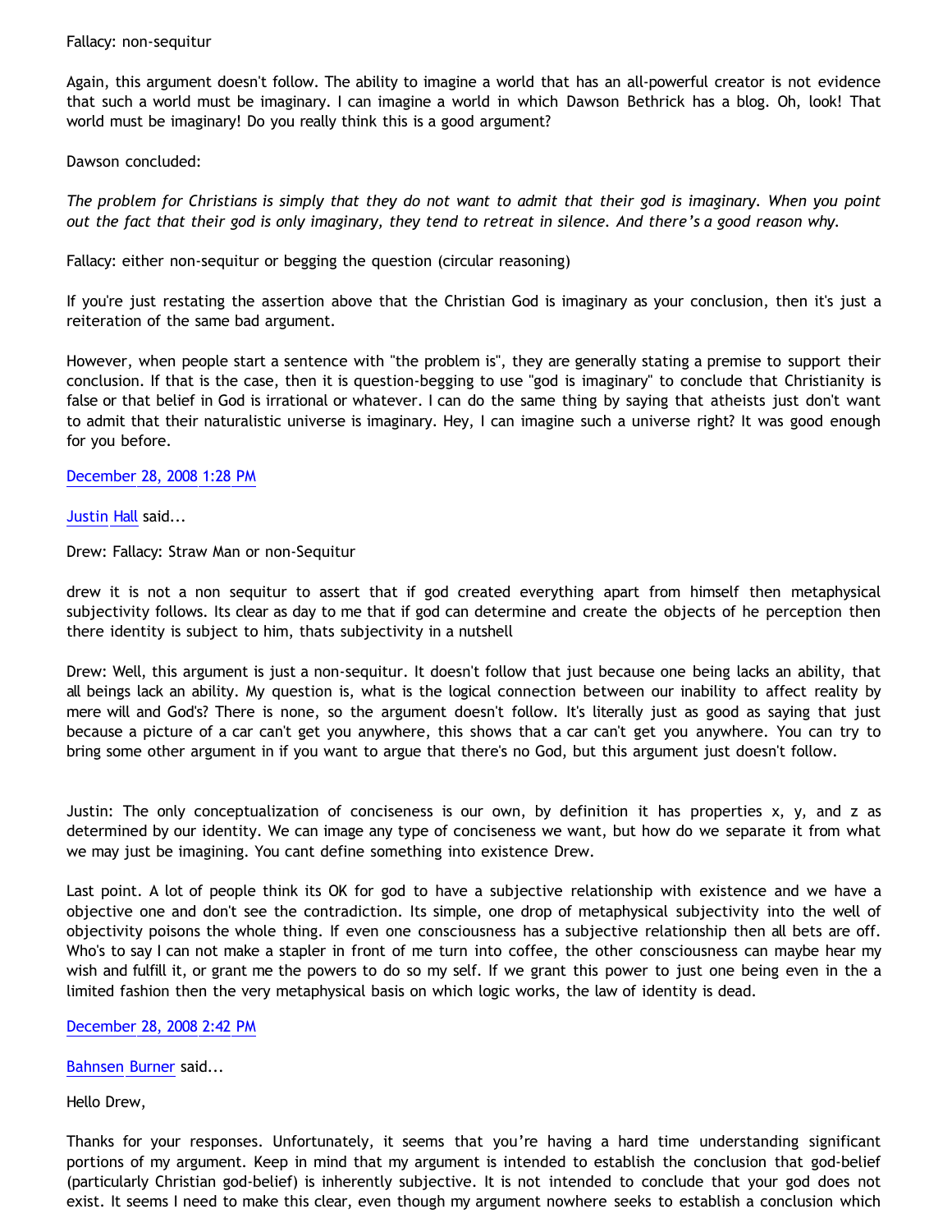Fallacy: non-sequitur

Again, this argument doesn't follow. The ability to imagine a world that has an all-powerful creator is not evidence that such a world must be imaginary. I can imagine a world in which Dawson Bethrick has a blog. Oh, look! That world must be imaginary! Do you really think this is a good argument?

Dawson concluded:

*The problem for Christians is simply that they do not want to admit that their god is imaginary. When you point out the fact that their god is only imaginary, they tend to retreat in silence. And there's a good reason why.*

Fallacy: either non-sequitur or begging the question (circular reasoning)

If you're just restating the assertion above that the Christian God is imaginary as your conclusion, then it's just a reiteration of the same bad argument.

However, when people start a sentence with "the problem is", they are generally stating a premise to support their conclusion. If that is the case, then it is question-begging to use "god is imaginary" to conclude that Christianity is false or that belief in God is irrational or whatever. I can do the same thing by saying that atheists just don't want to admit that their naturalistic universe is imaginary. Hey, I can imagine such a universe right? It was good enough for you before.

December 28, 2008 1:28 PM

Justin Hall said...

Drew: Fallacy: Straw Man or non-Sequitur

drew it is not a non sequitur to assert that if god created everything apart from himself then metaphysical subjectivity follows. Its clear as day to me that if god can determine and create the objects of he perception then there identity is subject to him, thats subjectivity in a nutshell

Drew: Well, this argument is just a non-sequitur. It doesn't follow that just because one being lacks an ability, that all beings lack an ability. My question is, what is the logical connection between our inability to affect reality by mere will and God's? There is none, so the argument doesn't follow. It's literally just as good as saying that just because a picture of a car can't get you anywhere, this shows that a car can't get you anywhere. You can try to bring some other argument in if you want to argue that there's no God, but this argument just doesn't follow.

Justin: The only conceptualization of conciseness is our own, by definition it has properties x, y, and z as determined by our identity. We can image any type of conciseness we want, but how do we separate it from what we may just be imagining. You cant define something into existence Drew.

Last point. A lot of people think its OK for god to have a subjective relationship with existence and we have a objective one and don't see the contradiction. Its simple, one drop of metaphysical subjectivity into the well of objectivity poisons the whole thing. If even one consciousness has a subjective relationship then all bets are off. Who's to say I can not make a stapler in front of me turn into coffee, the other consciousness can maybe hear my wish and fulfill it, or grant me the powers to do so my self. If we grant this power to just one being even in the a limited fashion then the very metaphysical basis on which logic works, the law of identity is dead.

December 28, 2008 2:42 PM

Bahnsen Burner said...

Hello Drew,

Thanks for your responses. Unfortunately, it seems that you're having a hard time understanding significant portions of my argument. Keep in mind that my argument is intended to establish the conclusion that god-belief (particularly Christian god-belief) is inherently subjective. It is not intended to conclude that your god does not exist. It seems I need to make this clear, even though my argument nowhere seeks to establish a conclusion which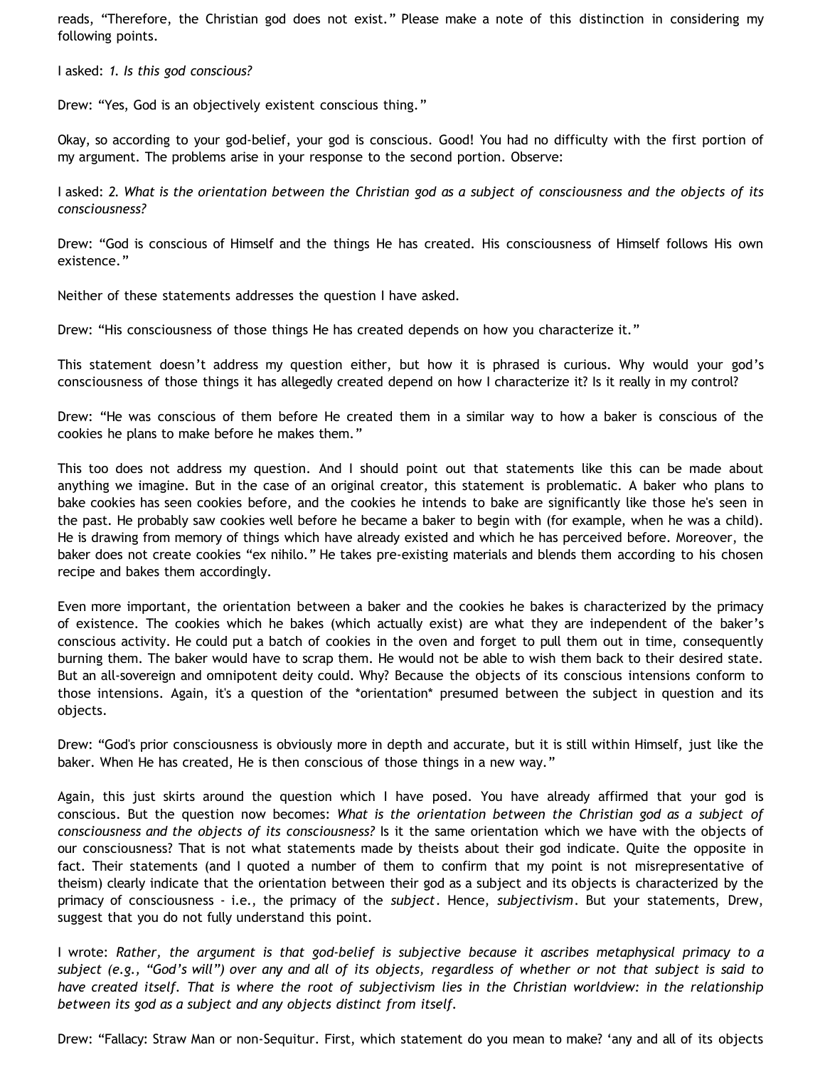reads, "Therefore, the Christian god does not exist." Please make a note of this distinction in considering my following points.

I asked: *1. Is this god conscious?*

Drew: "Yes, God is an objectively existent conscious thing."

Okay, so according to your god-belief, your god is conscious. Good! You had no difficulty with the first portion of my argument. The problems arise in your response to the second portion. Observe:

I asked: *2. What is the orientation between the Christian god as a subject of consciousness and the objects of its consciousness?*

Drew: "God is conscious of Himself and the things He has created. His consciousness of Himself follows His own existence."

Neither of these statements addresses the question I have asked.

Drew: "His consciousness of those things He has created depends on how you characterize it."

This statement doesn't address my question either, but how it is phrased is curious. Why would your god's consciousness of those things it has allegedly created depend on how I characterize it? Is it really in my control?

Drew: "He was conscious of them before He created them in a similar way to how a baker is conscious of the cookies he plans to make before he makes them."

This too does not address my question. And I should point out that statements like this can be made about anything we imagine. But in the case of an original creator, this statement is problematic. A baker who plans to bake cookies has seen cookies before, and the cookies he intends to bake are significantly like those he's seen in the past. He probably saw cookies well before he became a baker to begin with (for example, when he was a child). He is drawing from memory of things which have already existed and which he has perceived before. Moreover, the baker does not create cookies "ex nihilo." He takes pre-existing materials and blends them according to his chosen recipe and bakes them accordingly.

Even more important, the orientation between a baker and the cookies he bakes is characterized by the primacy of existence. The cookies which he bakes (which actually exist) are what they are independent of the baker's conscious activity. He could put a batch of cookies in the oven and forget to pull them out in time, consequently burning them. The baker would have to scrap them. He would not be able to wish them back to their desired state. But an all-sovereign and omnipotent deity could. Why? Because the objects of its conscious intensions conform to those intensions. Again, it's a question of the *orientation* presumed between the subject in question and its objects.

Drew: "God's prior consciousness is obviously more in depth and accurate, but it is still within Himself, just like the baker. When He has created, He is then conscious of those things in a new way."

Again, this just skirts around the question which I have posed. You have already affirmed that your god is conscious. But the question now becomes: *What is the orientation between the Christian god as a subject of consciousness and the objects of its consciousness?* Is it the same orientation which we have with the objects of our consciousness? That is not what statements made by theists about their god indicate. Quite the opposite in fact. Their statements (and I quoted a number of them to confirm that my point is not misrepresentative of theism) clearly indicate that the orientation between their god as a subject and its objects is characterized by the primacy of consciousness - i.e., the primacy of the *subject*. Hence, *subjectivism*. But your statements, Drew, suggest that you do not fully understand this point.

I wrote: *Rather, the argument is that god-belief is subjective because it ascribes metaphysical primacy to a subject (e.g., "God's will") over any and all of its objects, regardless of whether or not that subject is said to have created itself. That is where the root of subjectivism lies in the Christian worldview: in the relationship between its god as a subject and any objects distinct from itself.*

Drew: "Fallacy: Straw Man or non-Sequitur. First, which statement do you mean to make? 'any and all of its objects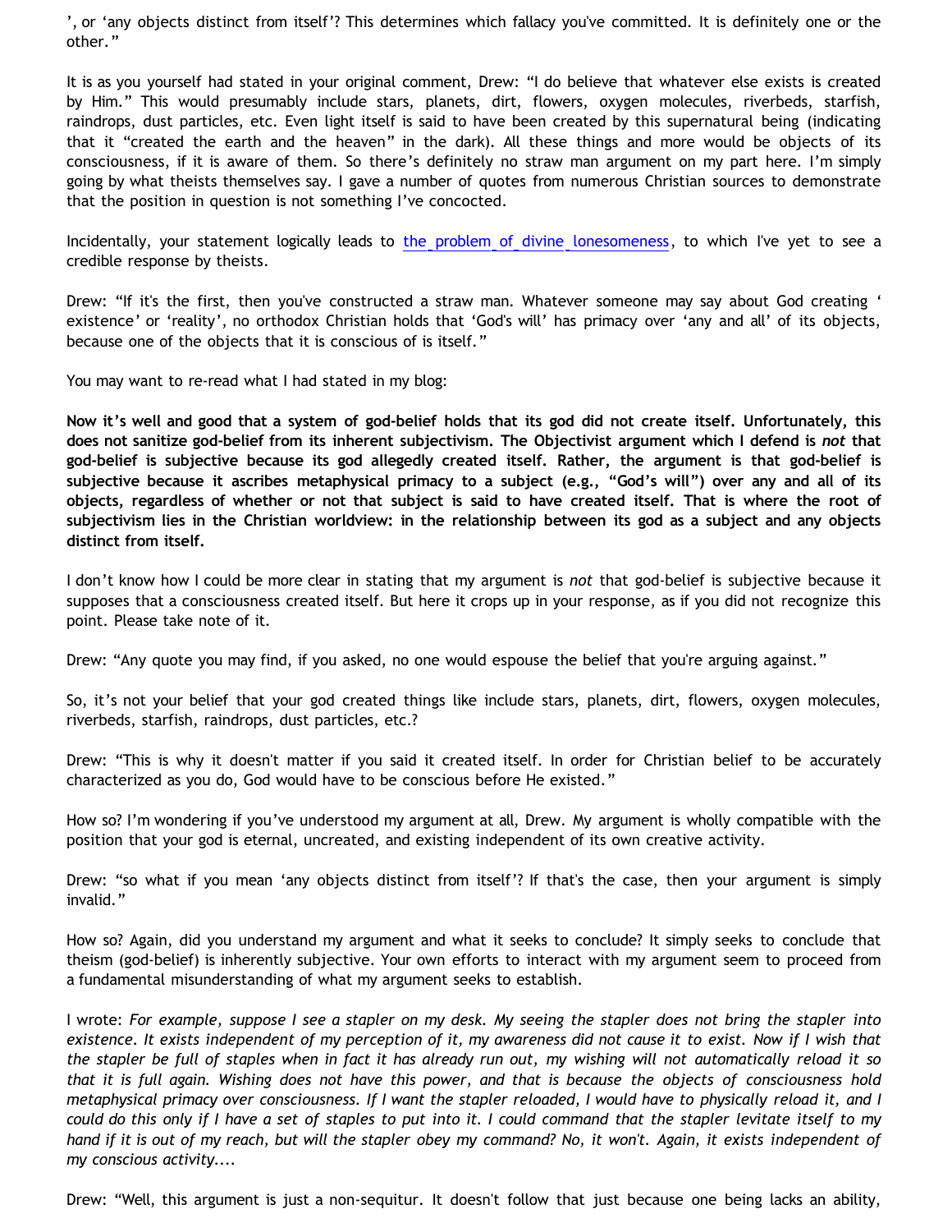', or 'any objects distinct from itself'? This determines which fallacy you've committed. It is definitely one or the other."

It is as you yourself had stated in your original comment, Drew: "I do believe that whatever else exists is created by Him." This would presumably include stars, planets, dirt, flowers, oxygen molecules, riverbeds, starfish, raindrops, dust particles, etc. Even light itself is said to have been created by this supernatural being (indicating that it "created the earth and the heaven" in the dark). All these things and more would be objects of its consciousness, if it is aware of them. So there's definitely no straw man argument on my part here. I'm simply going by what theists themselves say. I gave a number of quotes from numerous Christian sources to demonstrate that the position in question is not something I've concocted.

Incidentally, your statement logically leads to the problem of divine lonesomeness, to which I've yet to see a credible response by theists.

Drew: "If it's the first, then you've constructed a straw man. Whatever someone may say about God creating ' existence' or 'reality', no orthodox Christian holds that 'God's will' has primacy over 'any and all' of its objects, because one of the objects that it is conscious of is itself."

You may want to re-read what I had stated in my blog:

**Now it's well and good that a system of god-belief holds that its god did not create itself. Unfortunately, this does not sanitize god-belief from its inherent subjectivism. The Objectivist argument which I defend is *not* that god-belief is subjective because its god allegedly created itself. Rather, the argument is that god-belief is subjective because it ascribes metaphysical primacy to a subject (e.g., "God's will") over any and all of its objects, regardless of whether or not that subject is said to have created itself. That is where the root of subjectivism lies in the Christian worldview: in the relationship between its god as a subject and any objects distinct from itself.**

I don't know how I could be more clear in stating that my argument is *not* that god-belief is subjective because it supposes that a consciousness created itself. But here it crops up in your response, as if you did not recognize this point. Please take note of it.

Drew: "Any quote you may find, if you asked, no one would espouse the belief that you're arguing against."

So, it's not your belief that your god created things like include stars, planets, dirt, flowers, oxygen molecules, riverbeds, starfish, raindrops, dust particles, etc.?

Drew: "This is why it doesn't matter if you said it created itself. In order for Christian belief to be accurately characterized as you do, God would have to be conscious before He existed."

How so? I'm wondering if you've understood my argument at all, Drew. My argument is wholly compatible with the position that your god is eternal, uncreated, and existing independent of its own creative activity.

Drew: "so what if you mean 'any objects distinct from itself'? If that's the case, then your argument is simply invalid."

How so? Again, did you understand my argument and what it seeks to conclude? It simply seeks to conclude that theism (god-belief) is inherently subjective. Your own efforts to interact with my argument seem to proceed from a fundamental misunderstanding of what my argument seeks to establish.

I wrote: *For example, suppose I see a stapler on my desk. My seeing the stapler does not bring the stapler into existence. It exists independent of my perception of it, my awareness did not cause it to exist. Now if I wish that the stapler be full of staples when in fact it has already run out, my wishing will not automatically reload it so that it is full again. Wishing does not have this power, and that is because the objects of consciousness hold metaphysical primacy over consciousness. If I want the stapler reloaded, I would have to physically reload it, and I could do this only if I have a set of staples to put into it. I could command that the stapler levitate itself to my hand if it is out of my reach, but will the stapler obey my command? No, it won't. Again, it exists independent of my conscious activity....*

Drew: "Well, this argument is just a non-sequitur. It doesn't follow that just because one being lacks an ability,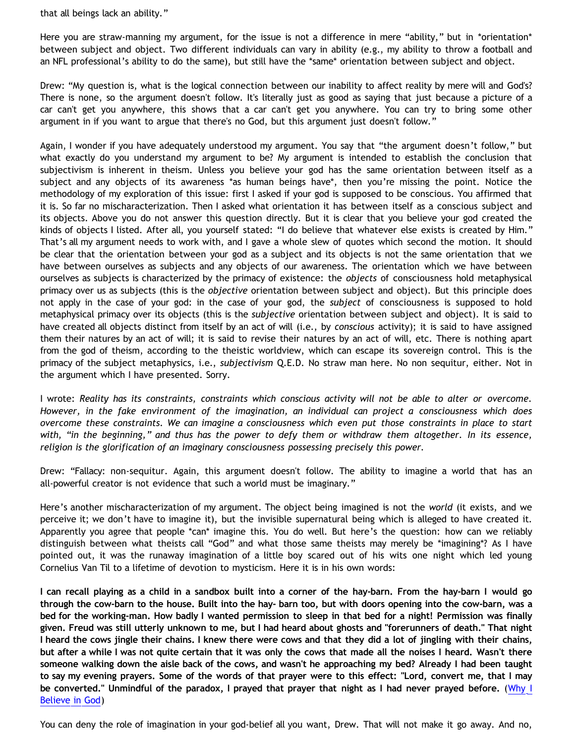that all beings lack an ability."

Here you are straw-manning my argument, for the issue is not a difference in mere "ability," but in *orientation* between subject and object. Two different individuals can vary in ability (e.g., my ability to throw a football and an NFL professional's ability to do the same), but still have the *same* orientation between subject and object.

Drew: "My question is, what is the logical connection between our inability to affect reality by mere will and God's? There is none, so the argument doesn't follow. It's literally just as good as saying that just because a picture of a car can't get you anywhere, this shows that a car can't get you anywhere. You can try to bring some other argument in if you want to argue that there's no God, but this argument just doesn't follow."

Again, I wonder if you have adequately understood my argument. You say that "the argument doesn't follow," but what exactly do you understand my argument to be? My argument is intended to establish the conclusion that subjectivism is inherent in theism. Unless you believe your god has the same orientation between itself as a subject and any objects of its awareness *as human beings have*, then you're missing the point. Notice the methodology of my exploration of this issue: first I asked if your god is supposed to be conscious. You affirmed that it is. So far no mischaracterization. Then I asked what orientation it has between itself as a conscious subject and its objects. Above you do not answer this question directly. But it is clear that you believe your god created the kinds of objects I listed. After all, you yourself stated: "I do believe that whatever else exists is created by Him." That's all my argument needs to work with, and I gave a whole slew of quotes which second the motion. It should be clear that the orientation between your god as a subject and its objects is not the same orientation that we have between ourselves as subjects and any objects of our awareness. The orientation which we have between ourselves as subjects is characterized by the primacy of existence: the *objects* of consciousness hold metaphysical primacy over us as subjects (this is the *objective* orientation between subject and object). But this principle does not apply in the case of your god: in the case of your god, the *subject* of consciousness is supposed to hold metaphysical primacy over its objects (this is the *subjective* orientation between subject and object). It is said to have created all objects distinct from itself by an act of will (i.e., by *conscious* activity); it is said to have assigned them their natures by an act of will; it is said to revise their natures by an act of will, etc. There is nothing apart from the god of theism, according to the theistic worldview, which can escape its sovereign control. This is the primacy of the subject metaphysics, i.e., *subjectivism* Q.E.D. No straw man here. No non sequitur, either. Not in the argument which I have presented. Sorry.

I wrote: *Reality has its constraints, constraints which conscious activity will not be able to alter or overcome. However, in the fake environment of the imagination, an individual can project a consciousness which does overcome these constraints. We can imagine a consciousness which even put those constraints in place to start with, "in the beginning," and thus has the power to defy them or withdraw them altogether. In its essence, religion is the glorification of an imaginary consciousness possessing precisely this power.*

Drew: "Fallacy: non-sequitur. Again, this argument doesn't follow. The ability to imagine a world that has an all-powerful creator is not evidence that such a world must be imaginary."

Here's another mischaracterization of my argument. The object being imagined is not the *world* (it exists, and we perceive it; we don't have to imagine it), but the invisible supernatural being which is alleged to have created it. Apparently you agree that people *can* imagine this. You do well. But here's the question: how can we reliably distinguish between what theists call "God" and what those same theists may merely be *imagining*? As I have pointed out, it was the runaway imagination of a little boy scared out of his wits one night which led young Cornelius Van Til to a lifetime of devotion to mysticism. Here it is in his own words:

**I can recall playing as a child in a sandbox built into a corner of the hay-barn. From the hay-barn I would go through the cow-barn to the house. Built into the hay- barn too, but with doors opening into the cow-barn, was a bed for the working-man. How badly I wanted permission to sleep in that bed for a night! Permission was finally given. Freud was still utterly unknown to me, but I had heard about ghosts and "forerunners of death." That night I heard the cows jingle their chains. I knew there were cows and that they did a lot of jingling with their chains, but after a while I was not quite certain that it was only the cows that made all the noises I heard. Wasn't there someone walking down the aisle back of the cows, and wasn't he approaching my bed? Already I had been taught to say my evening prayers. Some of the words of that prayer were to this effect: "Lord, convert me, that I may be converted." Unmindful of the paradox, I prayed that prayer that night as I had never prayed before.** ([Why I Believe in God])

You can deny the role of imagination in your god-belief all you want, Drew. That will not make it go away. And no,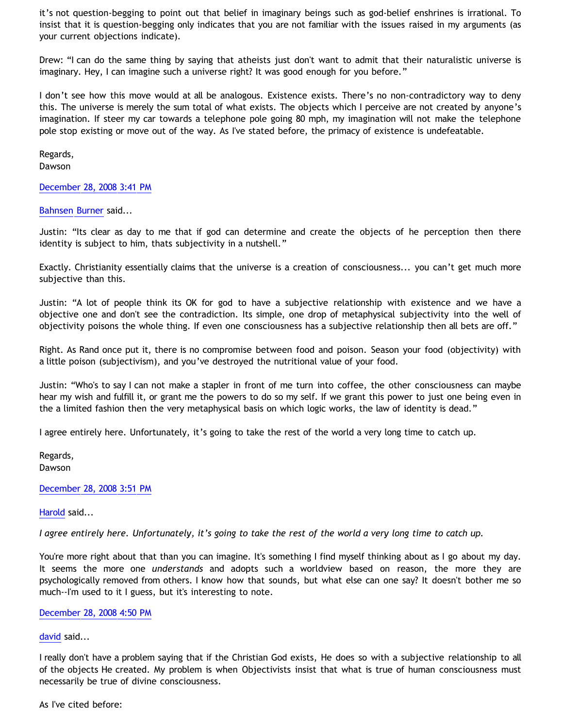it’s not question-begging to point out that belief in imaginary beings such as god-belief enshrines is irrational. To insist that it is question-begging only indicates that you are not familiar with the issues raised in my arguments (as your current objections indicate).

Drew: “I can do the same thing by saying that atheists just don't want to admit that their naturalistic universe is imaginary. Hey, I can imagine such a universe right? It was good enough for you before.”

I don’t see how this move would at all be analogous. Existence exists. There’s no non-contradictory way to deny this. The universe is merely the sum total of what exists. The objects which I perceive are not created by anyone’s imagination. If steer my car towards a telephone pole going 80 mph, my imagination will not make the telephone pole stop existing or move out of the way. As I've stated before, the primacy of existence is undefeatable.

Regards,
Dawson

December 28, 2008 3:41 PM

Bahnsen Burner said...

Justin: “Its clear as day to me that if god can determine and create the objects of he perception then there identity is subject to him, thats subjectivity in a nutshell.”

Exactly. Christianity essentially claims that the universe is a creation of consciousness... you can’t get much more subjective than this.

Justin: “A lot of people think its OK for god to have a subjective relationship with existence and we have a objective one and don't see the contradiction. Its simple, one drop of metaphysical subjectivity into the well of objectivity poisons the whole thing. If even one consciousness has a subjective relationship then all bets are off.”

Right. As Rand once put it, there is no compromise between food and poison. Season your food (objectivity) with a little poison (subjectivism), and you’ve destroyed the nutritional value of your food.

Justin: “Who's to say I can not make a stapler in front of me turn into coffee, the other consciousness can maybe hear my wish and fulfill it, or grant me the powers to do so my self. If we grant this power to just one being even in the a limited fashion then the very metaphysical basis on which logic works, the law of identity is dead.”

I agree entirely here. Unfortunately, it’s going to take the rest of the world a very long time to catch up.

Regards,
Dawson

December 28, 2008 3:51 PM

Harold said...

*I agree entirely here. Unfortunately, it’s going to take the rest of the world a very long time to catch up.*

You're more right about that than you can imagine. It's something I find myself thinking about as I go about my day. It seems the more one *understands* and adopts such a worldview based on reason, the more they are psychologically removed from others. I know how that sounds, but what else can one say? It doesn't bother me so much--I'm used to it I guess, but it's interesting to note.

December 28, 2008 4:50 PM

david said...

I really don't have a problem saying that if the Christian God exists, He does so with a subjective relationship to all of the objects He created. My problem is when Objectivists insist that what is true of human consciousness must necessarily be true of divine consciousness.

As I've cited before: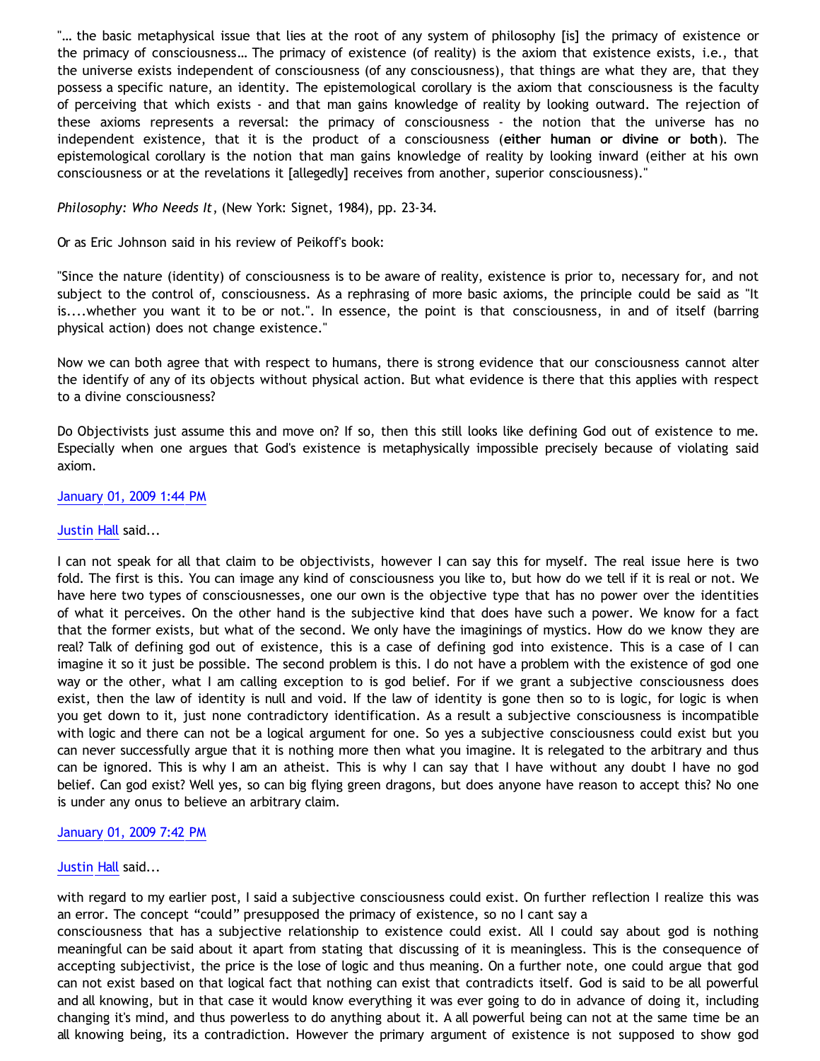"… the basic metaphysical issue that lies at the root of any system of philosophy [is] the primacy of existence or the primacy of consciousness… The primacy of existence (of reality) is the axiom that existence exists, i.e., that the universe exists independent of consciousness (of any consciousness), that things are what they are, that they possess a specific nature, an identity. The epistemological corollary is the axiom that consciousness is the faculty of perceiving that which exists - and that man gains knowledge of reality by looking outward. The rejection of these axioms represents a reversal: the primacy of consciousness - the notion that the universe has no independent existence, that it is the product of a consciousness (**either human or divine or both**). The epistemological corollary is the notion that man gains knowledge of reality by looking inward (either at his own consciousness or at the revelations it [allegedly] receives from another, superior consciousness)."

*Philosophy: Who Needs It*, (New York: Signet, 1984), pp. 23-34.

Or as Eric Johnson said in his review of Peikoff's book:

"Since the nature (identity) of consciousness is to be aware of reality, existence is prior to, necessary for, and not subject to the control of, consciousness. As a rephrasing of more basic axioms, the principle could be said as "It is....whether you want it to be or not.". In essence, the point is that consciousness, in and of itself (barring physical action) does not change existence."

Now we can both agree that with respect to humans, there is strong evidence that our consciousness cannot alter the identify of any of its objects without physical action. But what evidence is there that this applies with respect to a divine consciousness?

Do Objectivists just assume this and move on? If so, then this still looks like defining God out of existence to me. Especially when one argues that God's existence is metaphysically impossible precisely because of violating said axiom.

January 01, 2009 1:44 PM

Justin Hall said...

I can not speak for all that claim to be objectivists, however I can say this for myself. The real issue here is two fold. The first is this. You can image any kind of consciousness you like to, but how do we tell if it is real or not. We have here two types of consciousnesses, one our own is the objective type that has no power over the identities of what it perceives. On the other hand is the subjective kind that does have such a power. We know for a fact that the former exists, but what of the second. We only have the imaginings of mystics. How do we know they are real? Talk of defining god out of existence, this is a case of defining god into existence. This is a case of I can imagine it so it just be possible. The second problem is this. I do not have a problem with the existence of god one way or the other, what I am calling exception to is god belief. For if we grant a subjective consciousness does exist, then the law of identity is null and void. If the law of identity is gone then so to is logic, for logic is when you get down to it, just none contradictory identification. As a result a subjective consciousness is incompatible with logic and there can not be a logical argument for one. So yes a subjective consciousness could exist but you can never successfully argue that it is nothing more then what you imagine. It is relegated to the arbitrary and thus can be ignored. This is why I am an atheist. This is why I can say that I have without any doubt I have no god belief. Can god exist? Well yes, so can big flying green dragons, but does anyone have reason to accept this? No one is under any onus to believe an arbitrary claim.

January 01, 2009 7:42 PM

Justin Hall said...

with regard to my earlier post, I said a subjective consciousness could exist. On further reflection I realize this was an error. The concept "could" presupposed the primacy of existence, so no I cant say a consciousness that has a subjective relationship to existence could exist. All I could say about god is nothing meaningful can be said about it apart from stating that discussing of it is meaningless. This is the consequence of accepting subjectivist, the price is the lose of logic and thus meaning. On a further note, one could argue that god can not exist based on that logical fact that nothing can exist that contradicts itself. God is said to be all powerful and all knowing, but in that case it would know everything it was ever going to do in advance of doing it, including changing it's mind, and thus powerless to do anything about it. A all powerful being can not at the same time be an all knowing being, its a contradiction. However the primary argument of existence is not supposed to show god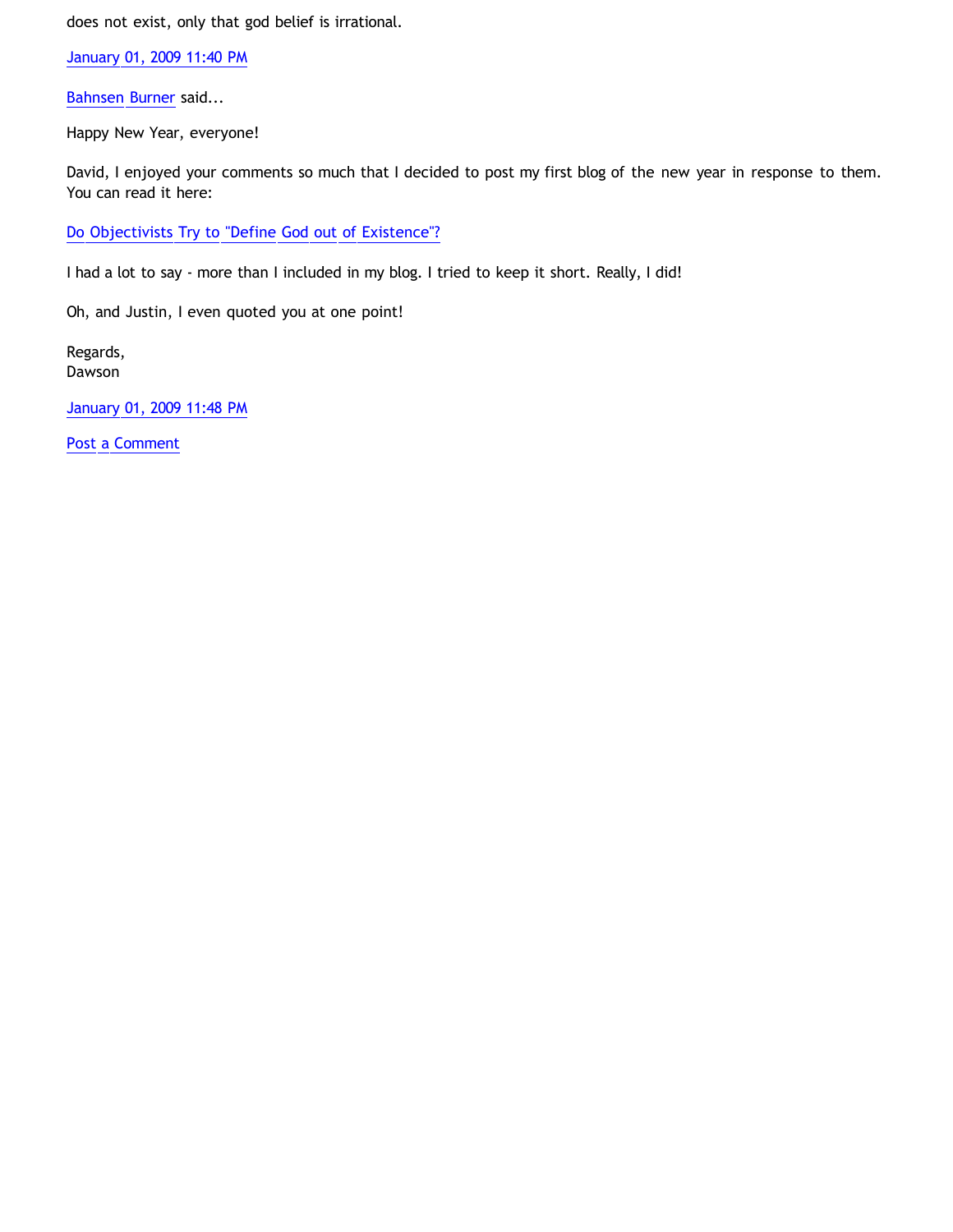does not exist, only that god belief is irrational.

January 01, 2009 11:40 PM

Bahnsen Burner said...

Happy New Year, everyone!

David, I enjoyed your comments so much that I decided to post my first blog of the new year in response to them. You can read it here:

Do Objectivists Try to "Define God out of Existence"?

I had a lot to say - more than I included in my blog. I tried to keep it short. Really, I did!

Oh, and Justin, I even quoted you at one point!

Regards,
Dawson

January 01, 2009 11:48 PM

Post a Comment